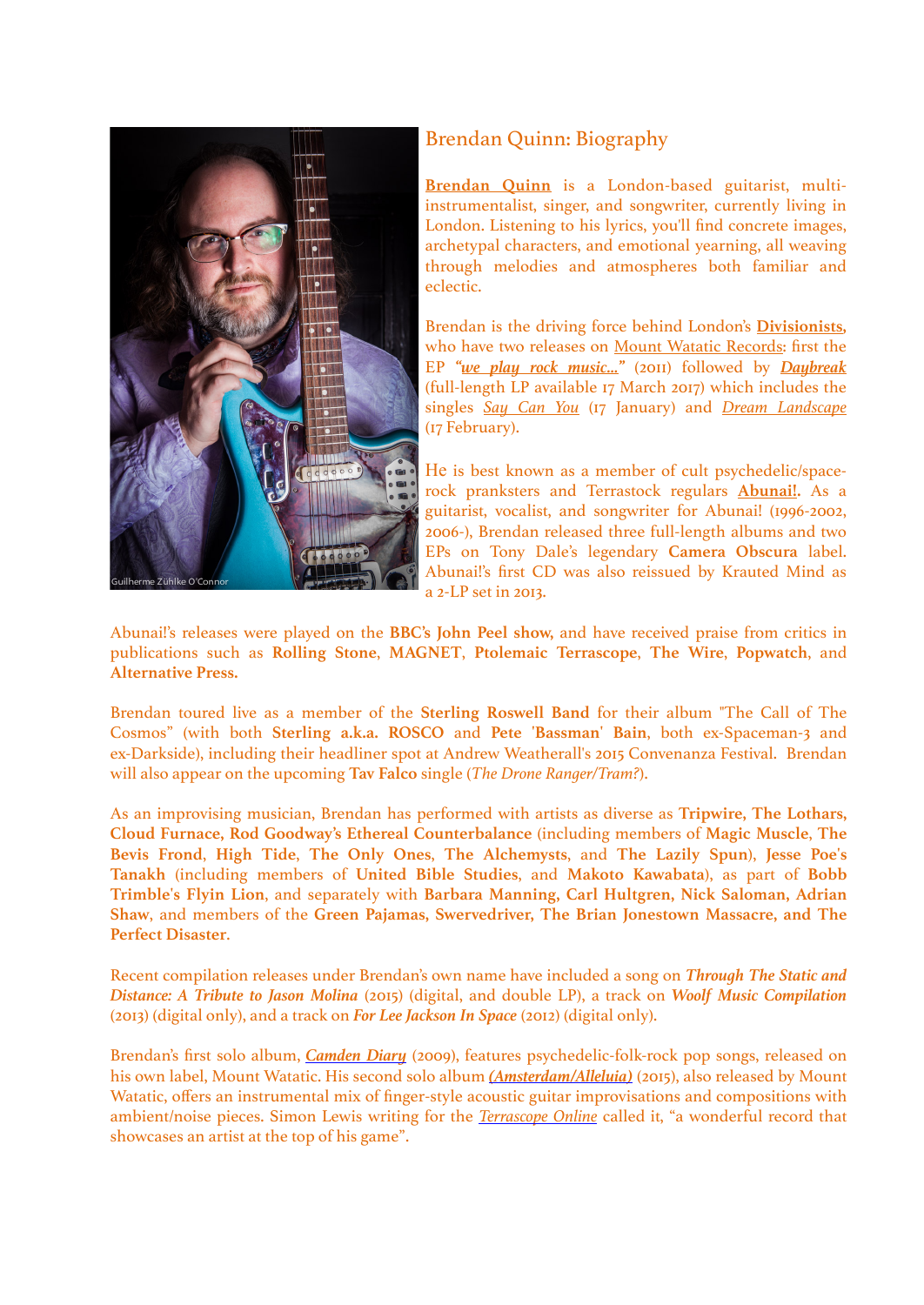## Brendan Quinn: Biography

**Brendan Quinn** is a London-based guitarist, multi-instrumentalist, singer, and songwriter, currently living in London. Listening to his lyrics, you'll find concrete images, archetypal characters, and emotional yearning, all weaving through melodies and atmospheres both familiar and eclectic.

Brendan is the driving force behind London's **Divisionists,** who have two releases on Mount Watatic Records: first the EP ***"we play rock music..."*** (2011) followed by ***Daybreak*** (full-length LP available 17 March 2017) which includes the singles *Say Can You* (17 January) and *Dream Landscape* (17 February).

He is best known as a member of cult psychedelic/space-rock pranksters and Terrastock regulars **Abunai!.** As a guitarist, vocalist, and songwriter for Abunai! (1996-2002, 2006-), Brendan released three full-length albums and two EPs on Tony Dale's legendary **Camera Obscura** label. Abunai!'s first CD was also reissued by Krauted Mind as a 2-LP set in 2013.

Abunai!'s releases were played on the **BBC's John Peel show,** and have received praise from critics in publications such as **Rolling Stone**, **MAGNET**, **Ptolemaic Terrascope**, **The Wire**, **Popwatch**, and **Alternative Press.**

Brendan toured live as a member of the **Sterling Roswell Band** for their album "The Call of The Cosmos" (with both **Sterling a.k.a. ROSCO** and **Pete 'Bassman' Bain**, both ex-Spaceman-3 and ex-Darkside), including their headliner spot at Andrew Weatherall's 2015 Convenanza Festival. Brendan will also appear on the upcoming **Tav Falco** single (*The Drone Ranger/Tram?*).

As an improvising musician, Brendan has performed with artists as diverse as **Tripwire, The Lothars, Cloud Furnace, Rod Goodway's Ethereal Counterbalance** (including members of **Magic Muscle**, **The Bevis Frond**, **High Tide**, **The Only Ones**, **The Alchemysts**, and **The Lazily Spun**), **Jesse Poe's Tanakh** (including members of **United Bible Studies**, and **Makoto Kawabata**), as part of **Bobb Trimble's Flyin Lion**, and separately with **Barbara Manning, Carl Hultgren, Nick Saloman, Adrian Shaw**, and members of the **Green Pajamas, Swervedriver, The Brian Jonestown Massacre, and The Perfect Disaster**.

Recent compilation releases under Brendan's own name have included a song on ***Through The Static and Distance: A Tribute to Jason Molina*** (2015) (digital, and double LP), a track on ***Woolf Music Compilation*** (2013) (digital only), and a track on ***For Lee Jackson In Space*** (2012) (digital only).

Brendan's first solo album, ***Camden Diary*** (2009), features psychedelic-folk-rock pop songs, released on his own label, Mount Watatic. His second solo album ***(Amsterdam/Alleluia)*** (2015), also released by Mount Watatic, offers an instrumental mix of finger-style acoustic guitar improvisations and compositions with ambient/noise pieces. Simon Lewis writing for the *Terrascope Online* called it, "a wonderful record that showcases an artist at the top of his game".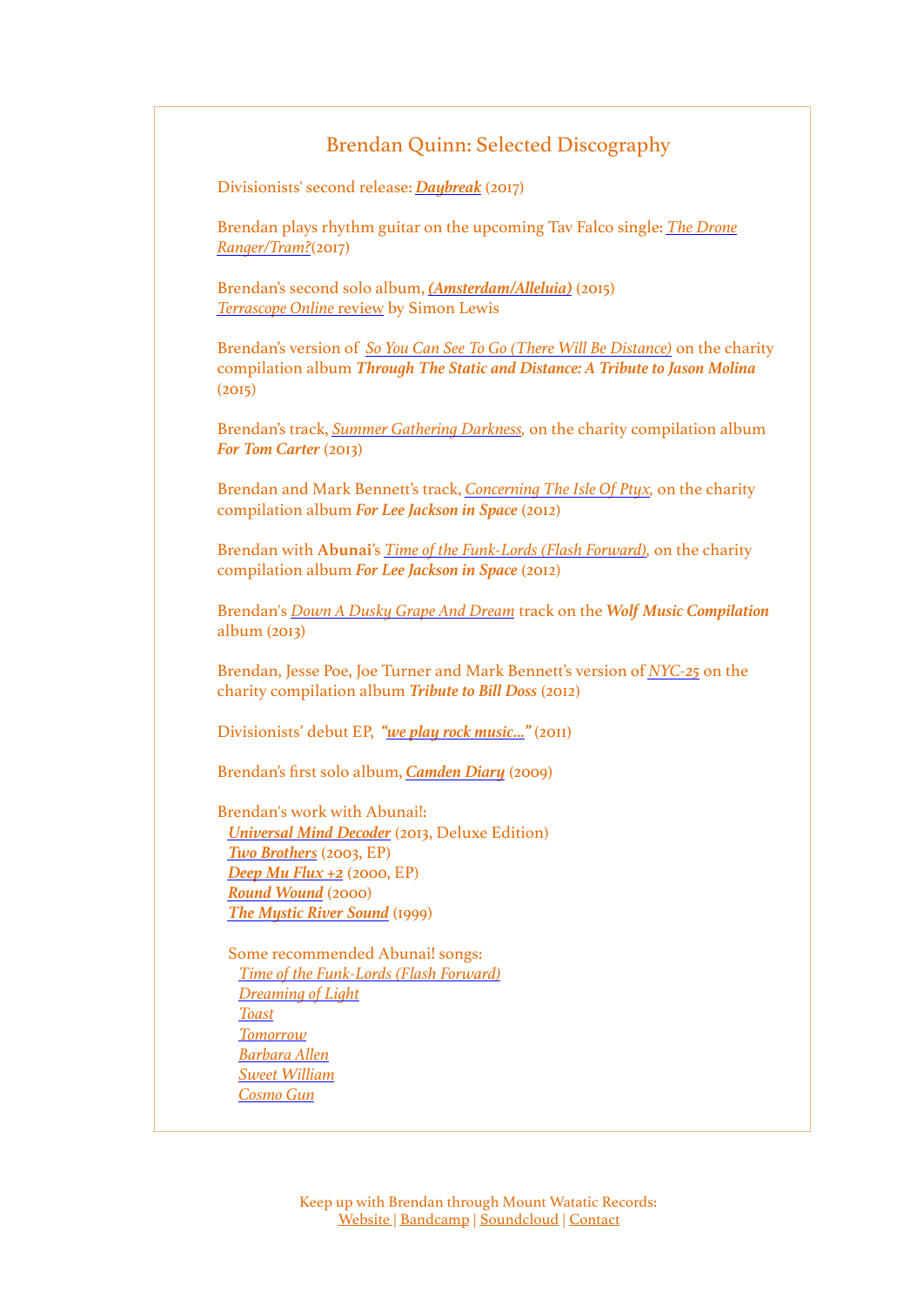## Brendan Quinn: Selected Discography

Divisionists' second release: ***Daybreak*** (2017)

Brendan plays rhythm guitar on the upcoming Tav Falco single: *The Drone Ranger/Tram?*(2017)

Brendan's second solo album, ***(Amsterdam/Alleluia)*** (2015)
*Terrascope Online* review by Simon Lewis

Brendan's version of *So You Can See To Go (There Will Be Distance)* on the charity compilation album ***Through The Static and Distance: A Tribute to Jason Molina*** (2015)

Brendan's track, *Summer Gathering Darkness*, on the charity compilation album ***For Tom Carter*** (2013)

Brendan and Mark Bennett's track, *Concerning The Isle Of Ptyx*, on the charity compilation album ***For Lee Jackson in Space*** (2012)

Brendan with **Abunai**'s *Time of the Funk-Lords (Flash Forward)*, on the charity compilation album ***For Lee Jackson in Space*** (2012)

Brendan's *Down A Dusky Grape And Dream* track on the ***Wolf Music Compilation*** album (2013)

Brendan, Jesse Poe, Joe Turner and Mark Bennett's version of *NYC-25* on the charity compilation album ***Tribute to Bill Doss*** (2012)

Divisionists' debut EP, ***"we play rock music..."*** (2011)

Brendan's first solo album, ***Camden Diary*** (2009)

Brendan's work with Abunai!:
- ***Universal Mind Decoder*** (2013, Deluxe Edition)
- ***Two Brothers*** (2003, EP)
- ***Deep Mu Flux +2*** (2000, EP)
- ***Round Wound*** (2000)
- ***The Mystic River Sound*** (1999)

Some recommended Abunai! songs:
- *Time of the Funk-Lords (Flash Forward)*
- *Dreaming of Light*
- *Toast*
- *Tomorrow*
- *Barbara Allen*
- *Sweet William*
- *Cosmo Gun*

Keep up with Brendan through Mount Watatic Records:
Website | Bandcamp | Soundcloud | Contact